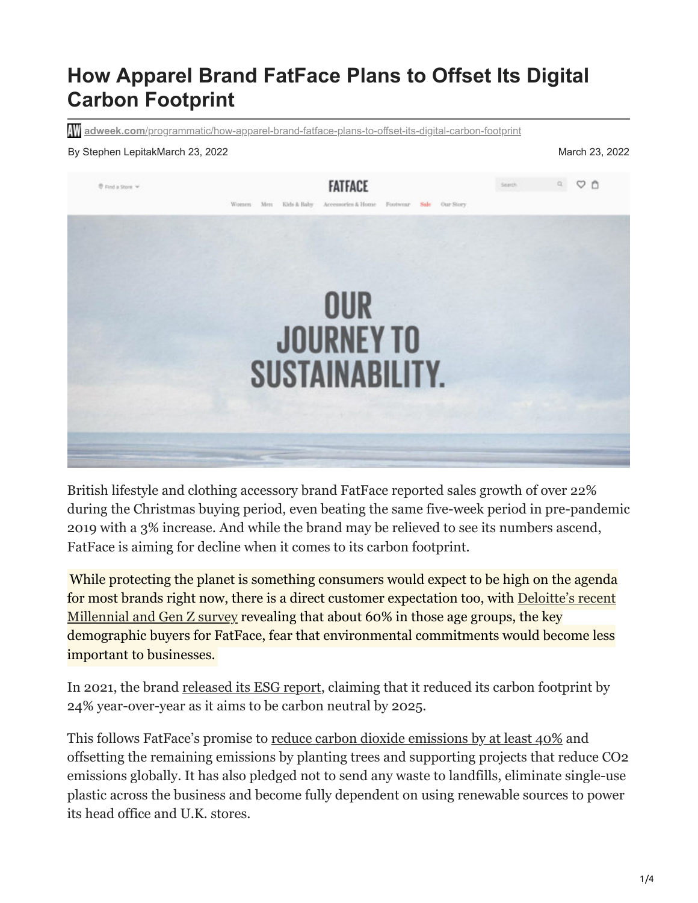# How Apparel Brand FatFace Plans to Offset Its Digital Carbon Footprint

adweek.com/programmatic/how-apparel-brand-fatface-plans-to-offset-its-digital-carbon-footprint

By Stephen LepitakMarch 23, 2022 March 23, 2022

British lifestyle and clothing accessory brand FatFace reported sales growth of over 22% during the Christmas buying period, even beating the same five-week period in pre-pandemic 2019 with a 3% increase. And while the brand may be relieved to see its numbers ascend, FatFace is aiming for decline when it comes to its carbon footprint.

While protecting the planet is something consumers would expect to be high on the agenda for most brands right now, there is a direct customer expectation too, with Deloitte's recent Millennial and Gen Z survey revealing that about 60% in those age groups, the key demographic buyers for FatFace, fear that environmental commitments would become less important to businesses.

In 2021, the brand released its ESG report, claiming that it reduced its carbon footprint by 24% year-over-year as it aims to be carbon neutral by 2025.

This follows FatFace's promise to reduce carbon dioxide emissions by at least 40% and offsetting the remaining emissions by planting trees and supporting projects that reduce $CO_2$ emissions globally. It has also pledged not to send any waste to landfills, eliminate single-use plastic across the business and become fully dependent on using renewable sources to power its head office and U.K. stores.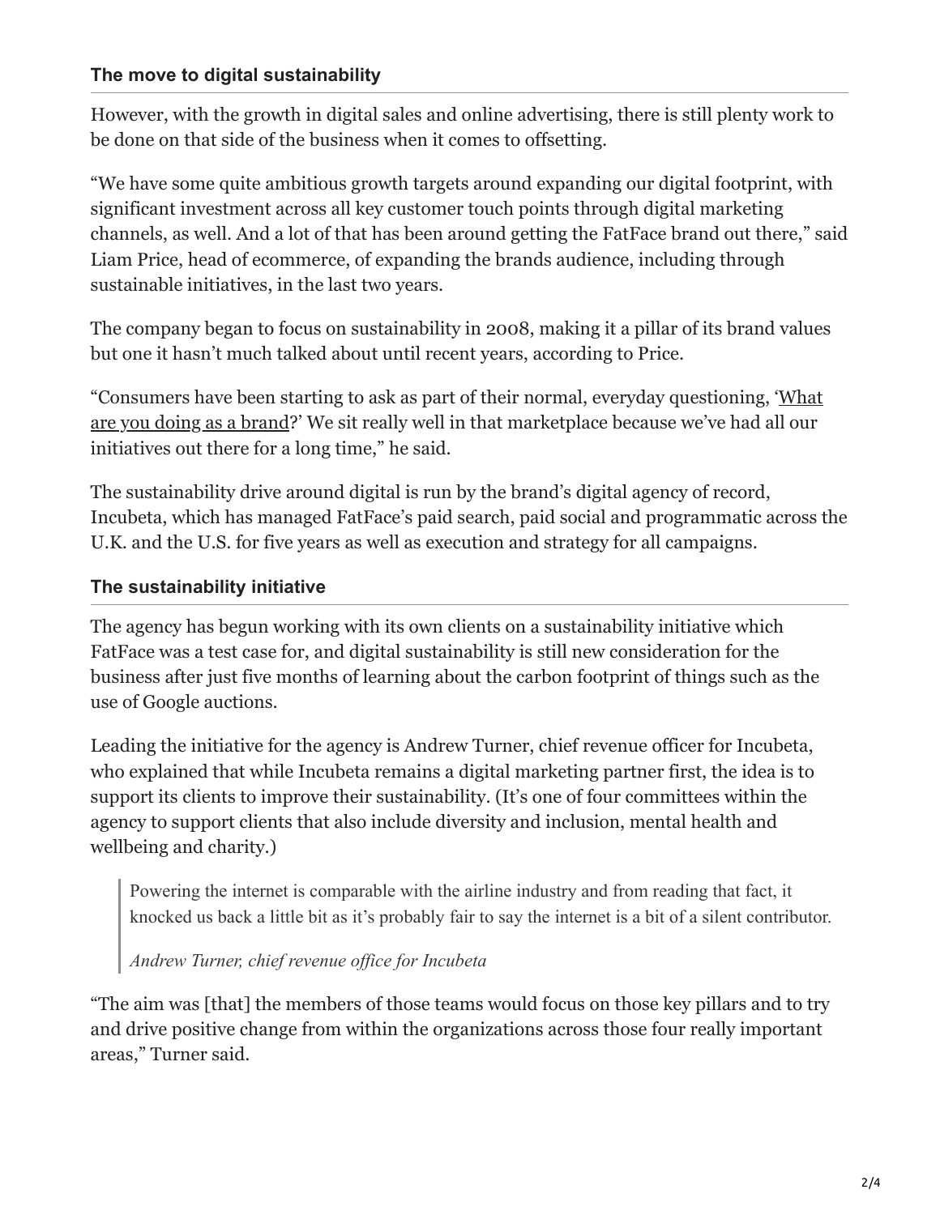### The move to digital sustainability

However, with the growth in digital sales and online advertising, there is still plenty work to be done on that side of the business when it comes to offsetting.

"We have some quite ambitious growth targets around expanding our digital footprint, with significant investment across all key customer touch points through digital marketing channels, as well. And a lot of that has been around getting the FatFace brand out there," said Liam Price, head of ecommerce, of expanding the brands audience, including through sustainable initiatives, in the last two years.

The company began to focus on sustainability in 2008, making it a pillar of its brand values but one it hasn't much talked about until recent years, according to Price.

"Consumers have been starting to ask as part of their normal, everyday questioning, 'What are you doing as a brand?' We sit really well in that marketplace because we've had all our initiatives out there for a long time," he said.

The sustainability drive around digital is run by the brand's digital agency of record, Incubeta, which has managed FatFace's paid search, paid social and programmatic across the U.K. and the U.S. for five years as well as execution and strategy for all campaigns.

### The sustainability initiative

The agency has begun working with its own clients on a sustainability initiative which FatFace was a test case for, and digital sustainability is still new consideration for the business after just five months of learning about the carbon footprint of things such as the use of Google auctions.

Leading the initiative for the agency is Andrew Turner, chief revenue officer for Incubeta, who explained that while Incubeta remains a digital marketing partner first, the idea is to support its clients to improve their sustainability. (It's one of four committees within the agency to support clients that also include diversity and inclusion, mental health and wellbeing and charity.)

> Powering the internet is comparable with the airline industry and from reading that fact, it knocked us back a little bit as it's probably fair to say the internet is a bit of a silent contributor.
>
> *Andrew Turner, chief revenue office for Incubeta*

"The aim was [that] the members of those teams would focus on those key pillars and to try and drive positive change from within the organizations across those four really important areas," Turner said.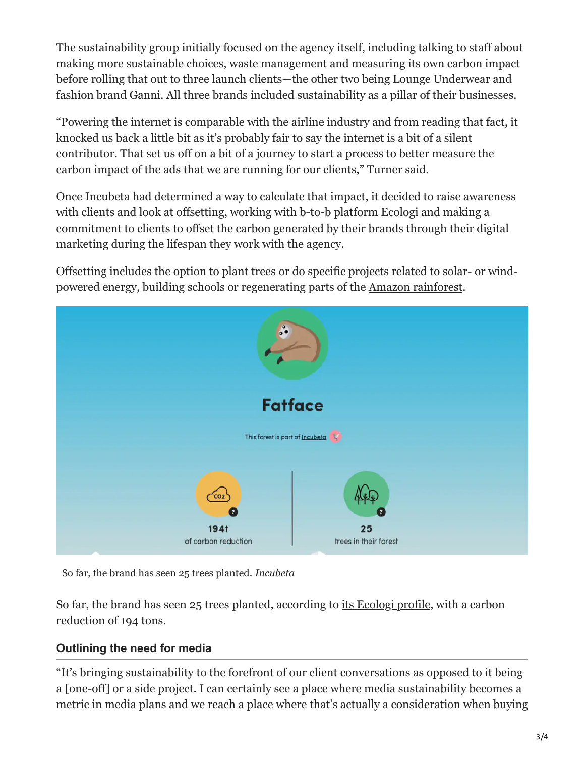The sustainability group initially focused on the agency itself, including talking to staff about making more sustainable choices, waste management and measuring its own carbon impact before rolling that out to three launch clients—the other two being Lounge Underwear and fashion brand Ganni. All three brands included sustainability as a pillar of their businesses.

“Powering the internet is comparable with the airline industry and from reading that fact, it knocked us back a little bit as it’s probably fair to say the internet is a bit of a silent contributor. That set us off on a bit of a journey to start a process to better measure the carbon impact of the ads that we are running for our clients,” Turner said.

Once Incubeta had determined a way to calculate that impact, it decided to raise awareness with clients and look at offsetting, working with b-to-b platform Ecologi and making a commitment to clients to offset the carbon generated by their brands through their digital marketing during the lifespan they work with the agency.

Offsetting includes the option to plant trees or do specific projects related to solar- or wind-powered energy, building schools or regenerating parts of the Amazon rainforest.

Fatface

This forest is part of Incubeta

194t of carbon reduction

25 trees in their forest

So far, the brand has seen 25 trees planted. *Incubeta*

So far, the brand has seen 25 trees planted, according to its Ecologi profile, with a carbon reduction of 194 tons.

### Outlining the need for media

“It’s bringing sustainability to the forefront of our client conversations as opposed to it being a [one-off] or a side project. I can certainly see a place where media sustainability becomes a metric in media plans and we reach a place where that’s actually a consideration when buying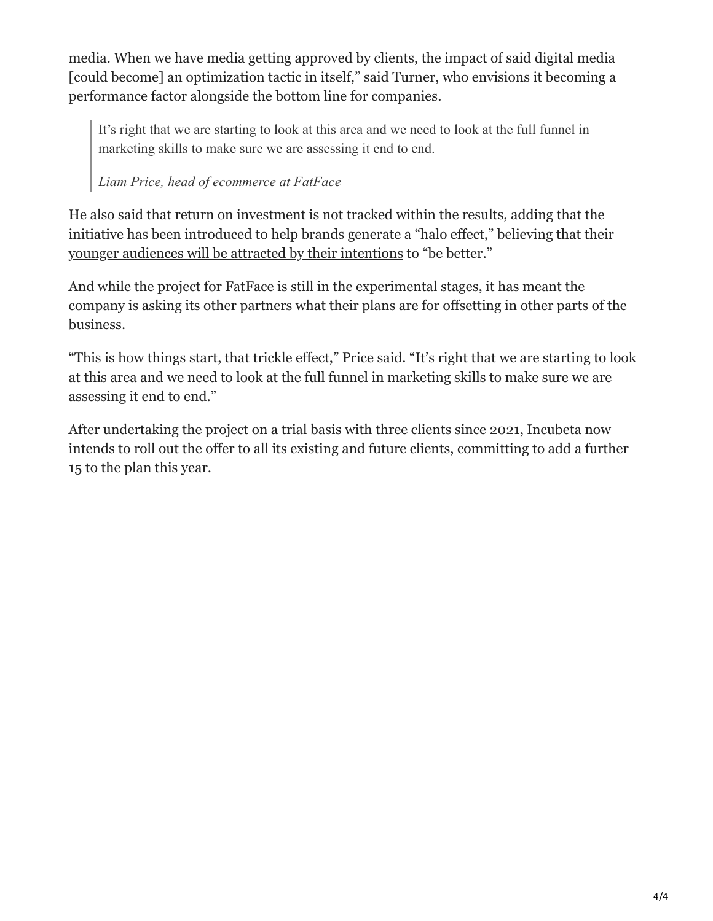media. When we have media getting approved by clients, the impact of said digital media [could become] an optimization tactic in itself," said Turner, who envisions it becoming a performance factor alongside the bottom line for companies.

> It's right that we are starting to look at this area and we need to look at the full funnel in marketing skills to make sure we are assessing it end to end.
>
> *Liam Price, head of ecommerce at FatFace*

He also said that return on investment is not tracked within the results, adding that the initiative has been introduced to help brands generate a "halo effect," believing that their younger audiences will be attracted by their intentions to "be better."

And while the project for FatFace is still in the experimental stages, it has meant the company is asking its other partners what their plans are for offsetting in other parts of the business.

"This is how things start, that trickle effect," Price said. "It's right that we are starting to look at this area and we need to look at the full funnel in marketing skills to make sure we are assessing it end to end."

After undertaking the project on a trial basis with three clients since 2021, Incubeta now intends to roll out the offer to all its existing and future clients, committing to add a further 15 to the plan this year.